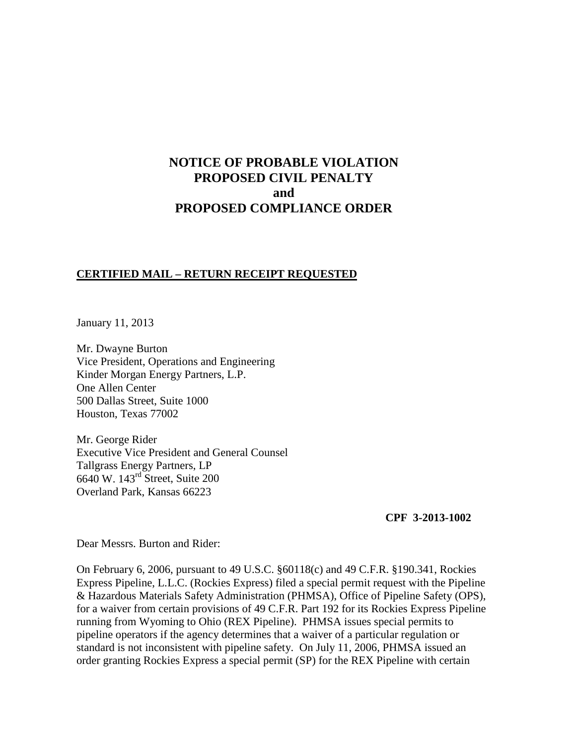# NOTICE OF PROBABLE VIOLATION
# PROPOSED CIVIL PENALTY
# and
# PROPOSED COMPLIANCE ORDER

**CERTIFIED MAIL – RETURN RECEIPT REQUESTED**

January 11, 2013

Mr. Dwayne Burton
Vice President, Operations and Engineering
Kinder Morgan Energy Partners, L.P.
One Allen Center
500 Dallas Street, Suite 1000
Houston, Texas 77002

Mr. George Rider
Executive Vice President and General Counsel
Tallgrass Energy Partners, LP
6640 W. 143rd Street, Suite 200
Overland Park, Kansas 66223

**CPF 3-2013-1002**

Dear Messrs. Burton and Rider:

On February 6, 2006, pursuant to 49 U.S.C. §60118(c) and 49 C.F.R. §190.341, Rockies Express Pipeline, L.L.C. (Rockies Express) filed a special permit request with the Pipeline & Hazardous Materials Safety Administration (PHMSA), Office of Pipeline Safety (OPS), for a waiver from certain provisions of 49 C.F.R. Part 192 for its Rockies Express Pipeline running from Wyoming to Ohio (REX Pipeline). PHMSA issues special permits to pipeline operators if the agency determines that a waiver of a particular regulation or standard is not inconsistent with pipeline safety. On July 11, 2006, PHMSA issued an order granting Rockies Express a special permit (SP) for the REX Pipeline with certain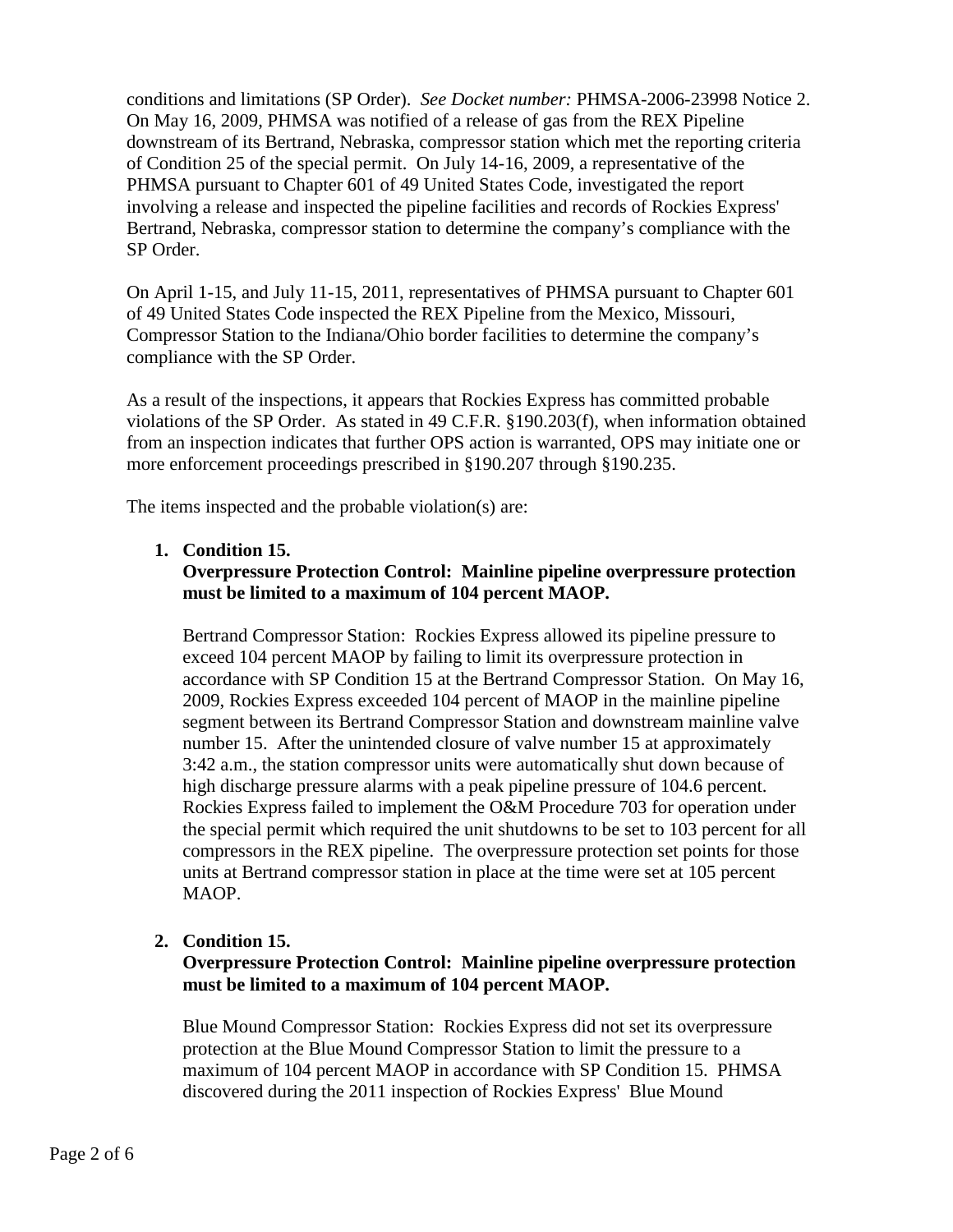conditions and limitations (SP Order). *See Docket number:* PHMSA-2006-23998 Notice 2. On May 16, 2009, PHMSA was notified of a release of gas from the REX Pipeline downstream of its Bertrand, Nebraska, compressor station which met the reporting criteria of Condition 25 of the special permit. On July 14-16, 2009, a representative of the PHMSA pursuant to Chapter 601 of 49 United States Code, investigated the report involving a release and inspected the pipeline facilities and records of Rockies Express' Bertrand, Nebraska, compressor station to determine the company's compliance with the SP Order.

On April 1-15, and July 11-15, 2011, representatives of PHMSA pursuant to Chapter 601 of 49 United States Code inspected the REX Pipeline from the Mexico, Missouri, Compressor Station to the Indiana/Ohio border facilities to determine the company's compliance with the SP Order.

As a result of the inspections, it appears that Rockies Express has committed probable violations of the SP Order. As stated in 49 C.F.R. §190.203(f), when information obtained from an inspection indicates that further OPS action is warranted, OPS may initiate one or more enforcement proceedings prescribed in §190.207 through §190.235.

The items inspected and the probable violation(s) are:

1. **Condition 15.**
   **Overpressure Protection Control: Mainline pipeline overpressure protection must be limited to a maximum of 104 percent MAOP.**

   Bertrand Compressor Station: Rockies Express allowed its pipeline pressure to exceed 104 percent MAOP by failing to limit its overpressure protection in accordance with SP Condition 15 at the Bertrand Compressor Station. On May 16, 2009, Rockies Express exceeded 104 percent of MAOP in the mainline pipeline segment between its Bertrand Compressor Station and downstream mainline valve number 15. After the unintended closure of valve number 15 at approximately 3:42 a.m., the station compressor units were automatically shut down because of high discharge pressure alarms with a peak pipeline pressure of 104.6 percent. Rockies Express failed to implement the O&M Procedure 703 for operation under the special permit which required the unit shutdowns to be set to 103 percent for all compressors in the REX pipeline. The overpressure protection set points for those units at Bertrand compressor station in place at the time were set at 105 percent MAOP.

2. **Condition 15.**
   **Overpressure Protection Control: Mainline pipeline overpressure protection must be limited to a maximum of 104 percent MAOP.**

   Blue Mound Compressor Station: Rockies Express did not set its overpressure protection at the Blue Mound Compressor Station to limit the pressure to a maximum of 104 percent MAOP in accordance with SP Condition 15. PHMSA discovered during the 2011 inspection of Rockies Express' Blue Mound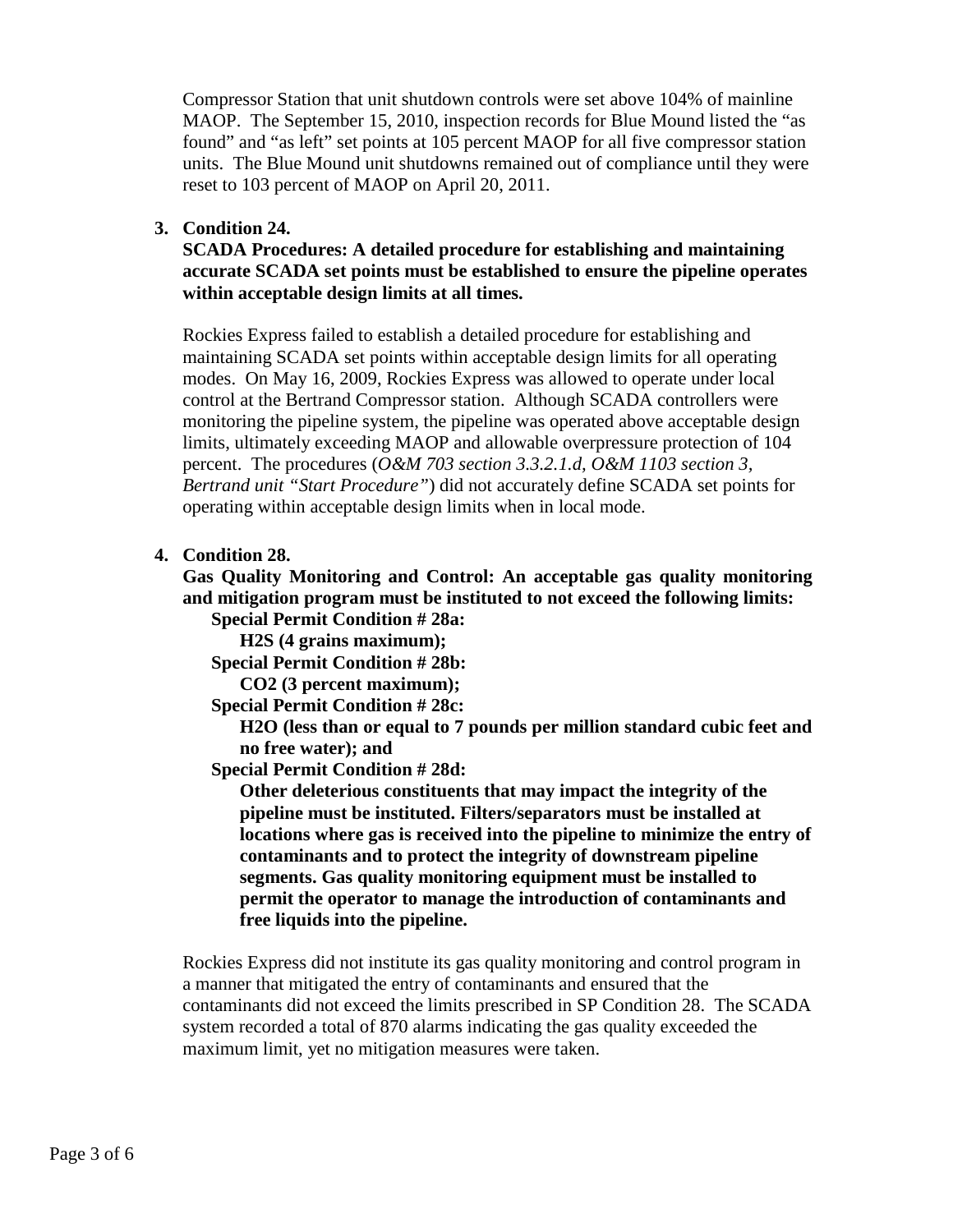Compressor Station that unit shutdown controls were set above 104% of mainline MAOP. The September 15, 2010, inspection records for Blue Mound listed the "as found" and "as left" set points at 105 percent MAOP for all five compressor station units. The Blue Mound unit shutdowns remained out of compliance until they were reset to 103 percent of MAOP on April 20, 2011.

3. **Condition 24.**
   **SCADA Procedures: A detailed procedure for establishing and maintaining accurate SCADA set points must be established to ensure the pipeline operates within acceptable design limits at all times.**

   Rockies Express failed to establish a detailed procedure for establishing and maintaining SCADA set points within acceptable design limits for all operating modes. On May 16, 2009, Rockies Express was allowed to operate under local control at the Bertrand Compressor station. Although SCADA controllers were monitoring the pipeline system, the pipeline was operated above acceptable design limits, ultimately exceeding MAOP and allowable overpressure protection of 104 percent. The procedures (*O&M 703 section 3.3.2.1.d, O&M 1103 section 3, Bertrand unit "Start Procedure"*) did not accurately define SCADA set points for operating within acceptable design limits when in local mode.

4. **Condition 28.**
   **Gas Quality Monitoring and Control: An acceptable gas quality monitoring and mitigation program must be instituted to not exceed the following limits:**
   - **Special Permit Condition # 28a:**
     - **$H_2S$ (4 grains maximum);**
   - **Special Permit Condition # 28b:**
     - **$CO_2$ (3 percent maximum);**
   - **Special Permit Condition # 28c:**
     - **$H_2O$ (less than or equal to 7 pounds per million standard cubic feet and no free water); and**
   - **Special Permit Condition # 28d:**
     - **Other deleterious constituents that may impact the integrity of the pipeline must be instituted. Filters/separators must be installed at locations where gas is received into the pipeline to minimize the entry of contaminants and to protect the integrity of downstream pipeline segments. Gas quality monitoring equipment must be installed to permit the operator to manage the introduction of contaminants and free liquids into the pipeline.**

   Rockies Express did not institute its gas quality monitoring and control program in a manner that mitigated the entry of contaminants and ensured that the contaminants did not exceed the limits prescribed in SP Condition 28. The SCADA system recorded a total of 870 alarms indicating the gas quality exceeded the maximum limit, yet no mitigation measures were taken.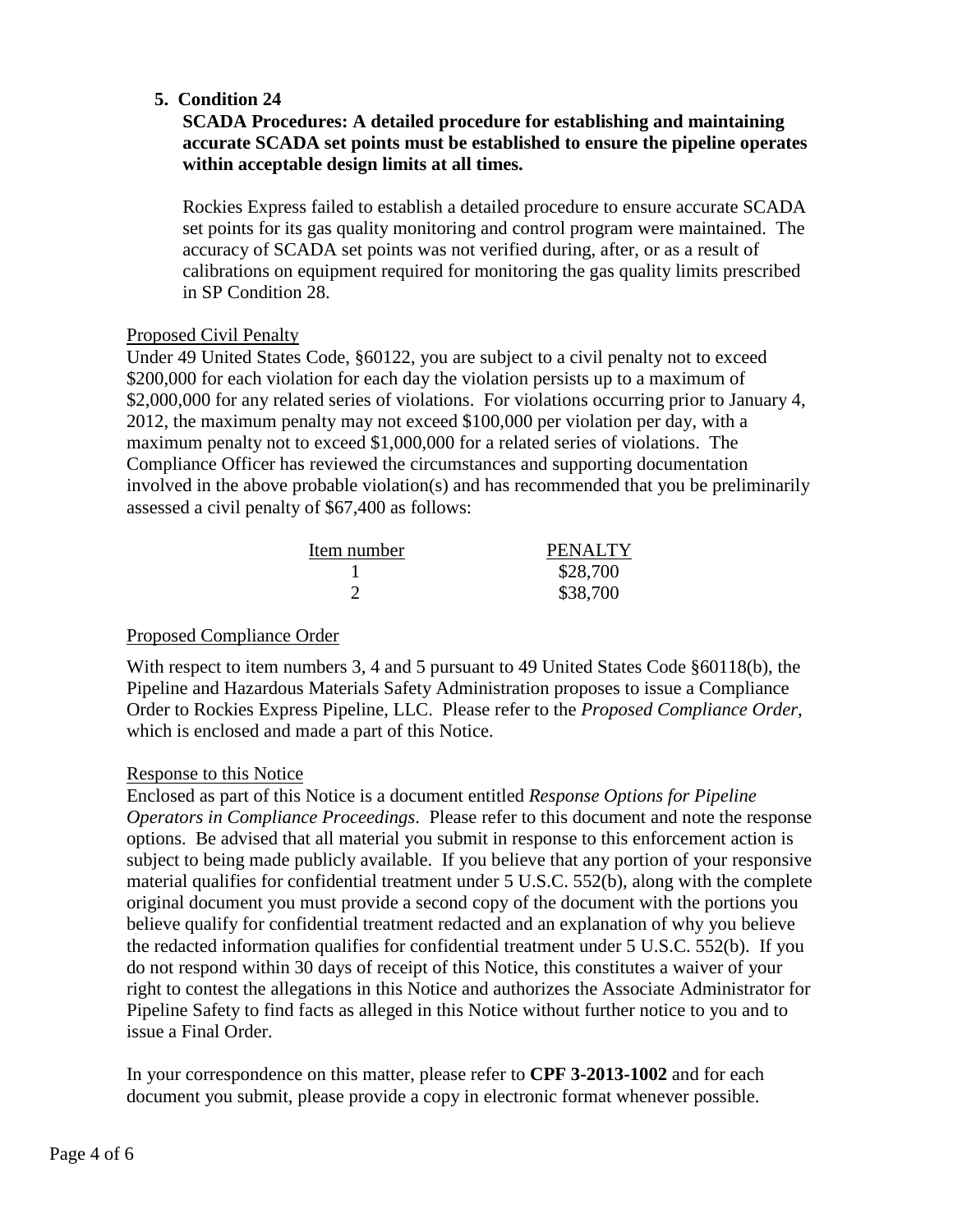5. **Condition 24**

   **SCADA Procedures: A detailed procedure for establishing and maintaining accurate SCADA set points must be established to ensure the pipeline operates within acceptable design limits at all times.**

   Rockies Express failed to establish a detailed procedure to ensure accurate SCADA set points for its gas quality monitoring and control program were maintained. The accuracy of SCADA set points was not verified during, after, or as a result of calibrations on equipment required for monitoring the gas quality limits prescribed in SP Condition 28.

Proposed Civil Penalty

Under 49 United States Code, §60122, you are subject to a civil penalty not to exceed $200,000 for each violation for each day the violation persists up to a maximum of $2,000,000 for any related series of violations. For violations occurring prior to January 4, 2012, the maximum penalty may not exceed $100,000 per violation per day, with a maximum penalty not to exceed $1,000,000 for a related series of violations. The Compliance Officer has reviewed the circumstances and supporting documentation involved in the above probable violation(s) and has recommended that you be preliminarily assessed a civil penalty of $67,400 as follows:

| Item number | PENALTY |
|---|---|
| 1 | $28,700 |
| 2 | $38,700 |

Proposed Compliance Order

With respect to item numbers 3, 4 and 5 pursuant to 49 United States Code §60118(b), the Pipeline and Hazardous Materials Safety Administration proposes to issue a Compliance Order to Rockies Express Pipeline, LLC. Please refer to the *Proposed Compliance Order*, which is enclosed and made a part of this Notice.

Response to this Notice

Enclosed as part of this Notice is a document entitled *Response Options for Pipeline Operators in Compliance Proceedings*. Please refer to this document and note the response options. Be advised that all material you submit in response to this enforcement action is subject to being made publicly available. If you believe that any portion of your responsive material qualifies for confidential treatment under 5 U.S.C. 552(b), along with the complete original document you must provide a second copy of the document with the portions you believe qualify for confidential treatment redacted and an explanation of why you believe the redacted information qualifies for confidential treatment under 5 U.S.C. 552(b). If you do not respond within 30 days of receipt of this Notice, this constitutes a waiver of your right to contest the allegations in this Notice and authorizes the Associate Administrator for Pipeline Safety to find facts as alleged in this Notice without further notice to you and to issue a Final Order.

In your correspondence on this matter, please refer to **CPF 3-2013-1002** and for each document you submit, please provide a copy in electronic format whenever possible.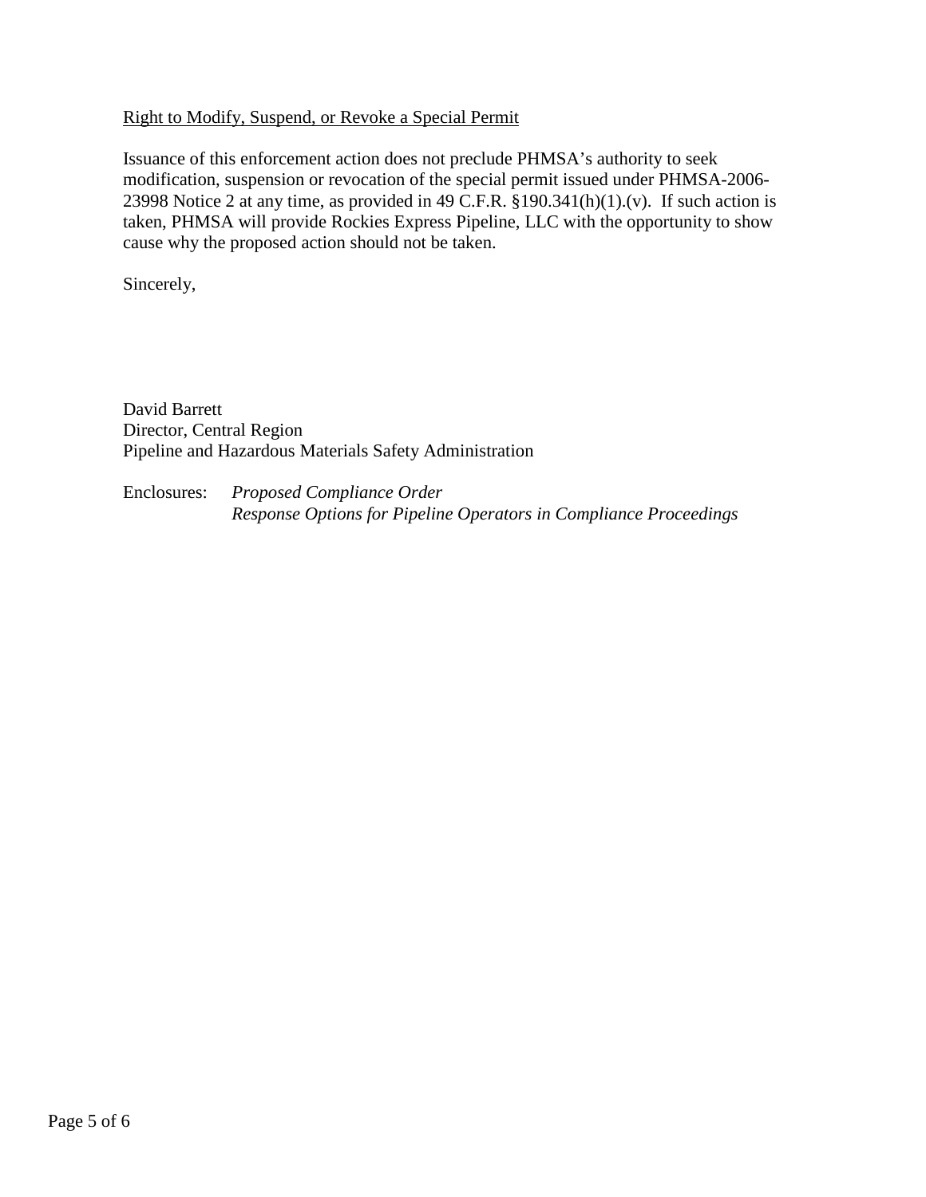<u>Right to Modify, Suspend, or Revoke a Special Permit</u>

Issuance of this enforcement action does not preclude PHMSA's authority to seek modification, suspension or revocation of the special permit issued under PHMSA-2006-23998 Notice 2 at any time, as provided in 49 C.F.R. §190.341(h)(1).(v). If such action is taken, PHMSA will provide Rockies Express Pipeline, LLC with the opportunity to show cause why the proposed action should not be taken.

Sincerely,

David Barrett
Director, Central Region
Pipeline and Hazardous Materials Safety Administration

Enclosures: *Proposed Compliance Order*
*Response Options for Pipeline Operators in Compliance Proceedings*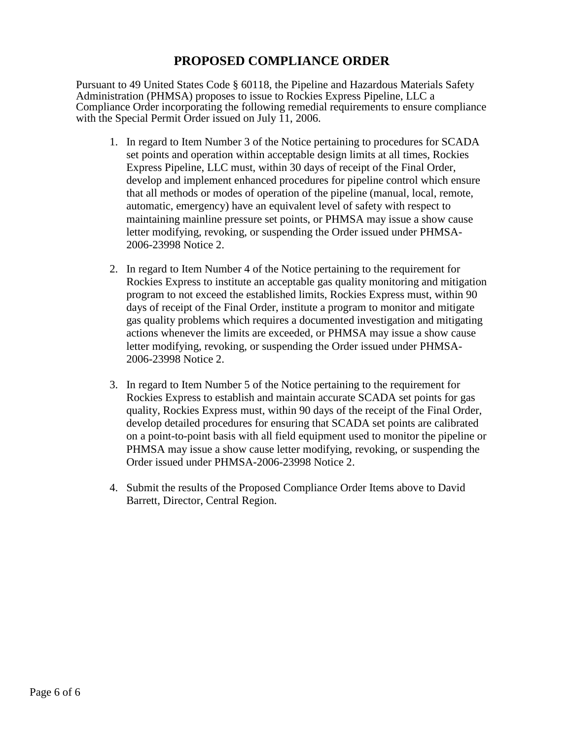# PROPOSED COMPLIANCE ORDER

Pursuant to 49 United States Code § 60118, the Pipeline and Hazardous Materials Safety Administration (PHMSA) proposes to issue to Rockies Express Pipeline, LLC a Compliance Order incorporating the following remedial requirements to ensure compliance with the Special Permit Order issued on July 11, 2006.

1. In regard to Item Number 3 of the Notice pertaining to procedures for SCADA set points and operation within acceptable design limits at all times, Rockies Express Pipeline, LLC must, within 30 days of receipt of the Final Order, develop and implement enhanced procedures for pipeline control which ensure that all methods or modes of operation of the pipeline (manual, local, remote, automatic, emergency) have an equivalent level of safety with respect to maintaining mainline pressure set points, or PHMSA may issue a show cause letter modifying, revoking, or suspending the Order issued under PHMSA-2006-23998 Notice 2.

2. In regard to Item Number 4 of the Notice pertaining to the requirement for Rockies Express to institute an acceptable gas quality monitoring and mitigation program to not exceed the established limits, Rockies Express must, within 90 days of receipt of the Final Order, institute a program to monitor and mitigate gas quality problems which requires a documented investigation and mitigating actions whenever the limits are exceeded, or PHMSA may issue a show cause letter modifying, revoking, or suspending the Order issued under PHMSA-2006-23998 Notice 2.

3. In regard to Item Number 5 of the Notice pertaining to the requirement for Rockies Express to establish and maintain accurate SCADA set points for gas quality, Rockies Express must, within 90 days of the receipt of the Final Order, develop detailed procedures for ensuring that SCADA set points are calibrated on a point-to-point basis with all field equipment used to monitor the pipeline or PHMSA may issue a show cause letter modifying, revoking, or suspending the Order issued under PHMSA-2006-23998 Notice 2.

4. Submit the results of the Proposed Compliance Order Items above to David Barrett, Director, Central Region.